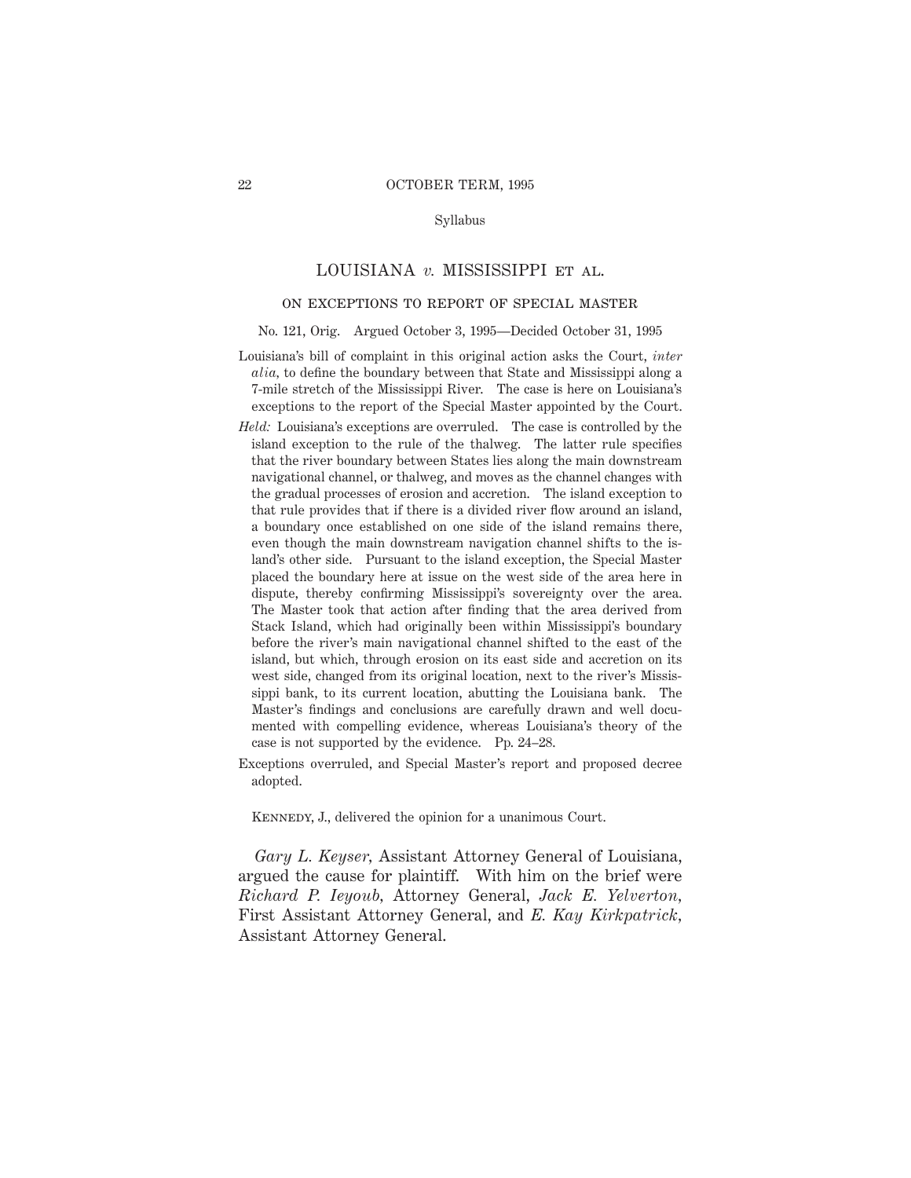Syllabus

# LOUISIANA *v.* MISSISSIPPI ET AL.

## ON EXCEPTIONS TO REPORT OF SPECIAL MASTER

No. 121, Orig. Argued October 3, 1995—Decided October 31, 1995

Louisiana's bill of complaint in this original action asks the Court, *inter alia*, to define the boundary between that State and Mississippi along a 7-mile stretch of the Mississippi River. The case is here on Louisiana's exceptions to the report of the Special Master appointed by the Court.

*Held:* Louisiana's exceptions are overruled. The case is controlled by the island exception to the rule of the thalweg. The latter rule specifies that the river boundary between States lies along the main downstream navigational channel, or thalweg, and moves as the channel changes with the gradual processes of erosion and accretion. The island exception to that rule provides that if there is a divided river flow around an island, a boundary once established on one side of the island remains there, even though the main downstream navigation channel shifts to the island's other side. Pursuant to the island exception, the Special Master placed the boundary here at issue on the west side of the area here in dispute, thereby confirming Mississippi's sovereignty over the area. The Master took that action after finding that the area derived from Stack Island, which had originally been within Mississippi's boundary before the river's main navigational channel shifted to the east of the island, but which, through erosion on its east side and accretion on its west side, changed from its original location, next to the river's Mississippi bank, to its current location, abutting the Louisiana bank. The Master's findings and conclusions are carefully drawn and well documented with compelling evidence, whereas Louisiana's theory of the case is not supported by the evidence. Pp. 24–28.

Exceptions overruled, and Special Master's report and proposed decree adopted.

KENNEDY, J., delivered the opinion for a unanimous Court.

*Gary L. Keyser*, Assistant Attorney General of Louisiana, argued the cause for plaintiff. With him on the brief were *Richard P. Ieyoub*, Attorney General, *Jack E. Yelverton*, First Assistant Attorney General, and *E. Kay Kirkpatrick*, Assistant Attorney General.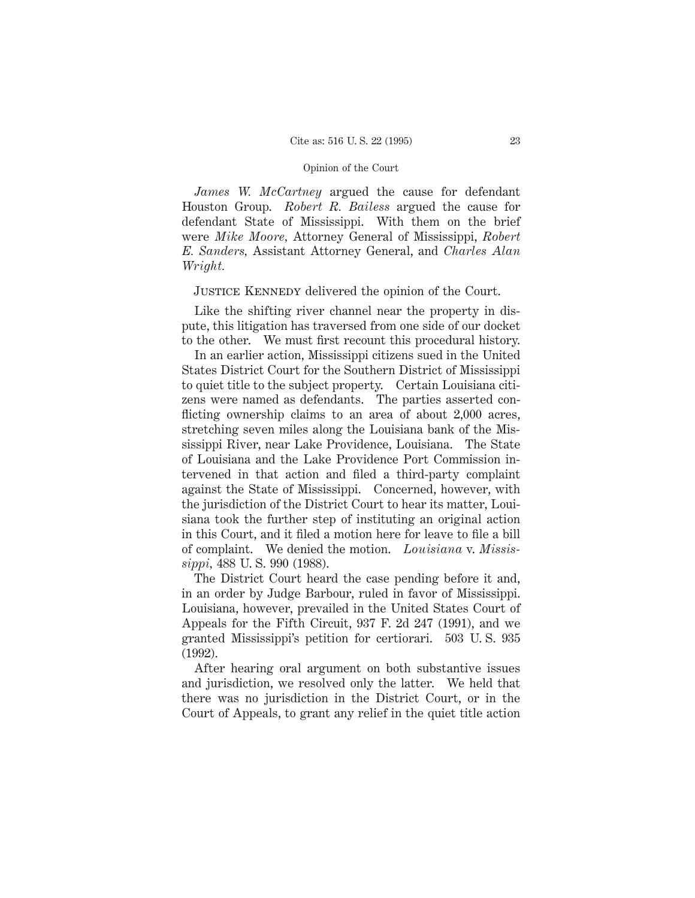*James W. McCartney* argued the cause for defendant Houston Group. *Robert R. Bailess* argued the cause for defendant State of Mississippi. With them on the brief were *Mike Moore*, Attorney General of Mississippi, *Robert E. Sanders*, Assistant Attorney General, and *Charles Alan Wright*.

Justice Kennedy delivered the opinion of the Court.

Like the shifting river channel near the property in dispute, this litigation has traversed from one side of our docket to the other. We must first recount this procedural history.

In an earlier action, Mississippi citizens sued in the United States District Court for the Southern District of Mississippi to quiet title to the subject property. Certain Louisiana citizens were named as defendants. The parties asserted conflicting ownership claims to an area of about 2,000 acres, stretching seven miles along the Louisiana bank of the Mississippi River, near Lake Providence, Louisiana. The State of Louisiana and the Lake Providence Port Commission intervened in that action and filed a third-party complaint against the State of Mississippi. Concerned, however, with the jurisdiction of the District Court to hear its matter, Louisiana took the further step of instituting an original action in this Court, and it filed a motion here for leave to file a bill of complaint. We denied the motion. *Louisiana* v. *Mississippi*, 488 U. S. 990 (1988).

The District Court heard the case pending before it and, in an order by Judge Barbour, ruled in favor of Mississippi. Louisiana, however, prevailed in the United States Court of Appeals for the Fifth Circuit, 937 F. 2d 247 (1991), and we granted Mississippi's petition for certiorari. 503 U. S. 935 (1992).

After hearing oral argument on both substantive issues and jurisdiction, we resolved only the latter. We held that there was no jurisdiction in the District Court, or in the Court of Appeals, to grant any relief in the quiet title action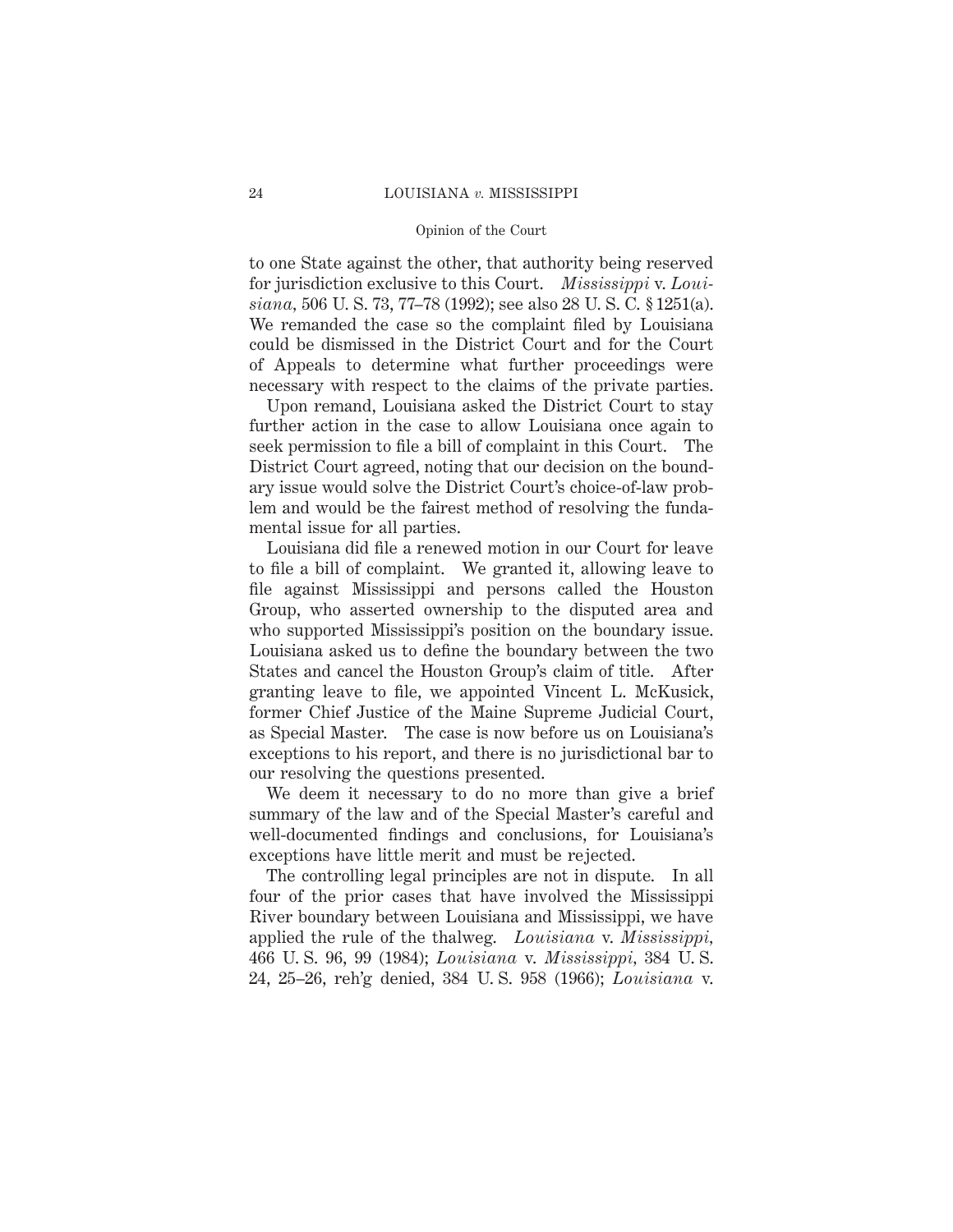to one State against the other, that authority being reserved for jurisdiction exclusive to this Court. *Mississippi* v. *Louisiana*, 506 U. S. 73, 77–78 (1992); see also 28 U. S. C. § 1251(a). We remanded the case so the complaint filed by Louisiana could be dismissed in the District Court and for the Court of Appeals to determine what further proceedings were necessary with respect to the claims of the private parties.

Upon remand, Louisiana asked the District Court to stay further action in the case to allow Louisiana once again to seek permission to file a bill of complaint in this Court. The District Court agreed, noting that our decision on the boundary issue would solve the District Court's choice-of-law problem and would be the fairest method of resolving the fundamental issue for all parties.

Louisiana did file a renewed motion in our Court for leave to file a bill of complaint. We granted it, allowing leave to file against Mississippi and persons called the Houston Group, who asserted ownership to the disputed area and who supported Mississippi's position on the boundary issue. Louisiana asked us to define the boundary between the two States and cancel the Houston Group's claim of title. After granting leave to file, we appointed Vincent L. McKusick, former Chief Justice of the Maine Supreme Judicial Court, as Special Master. The case is now before us on Louisiana's exceptions to his report, and there is no jurisdictional bar to our resolving the questions presented.

We deem it necessary to do no more than give a brief summary of the law and of the Special Master's careful and well-documented findings and conclusions, for Louisiana's exceptions have little merit and must be rejected.

The controlling legal principles are not in dispute. In all four of the prior cases that have involved the Mississippi River boundary between Louisiana and Mississippi, we have applied the rule of the thalweg. *Louisiana* v. *Mississippi*, 466 U. S. 96, 99 (1984); *Louisiana* v. *Mississippi*, 384 U. S. 24, 25–26, reh'g denied, 384 U. S. 958 (1966); *Louisiana* v.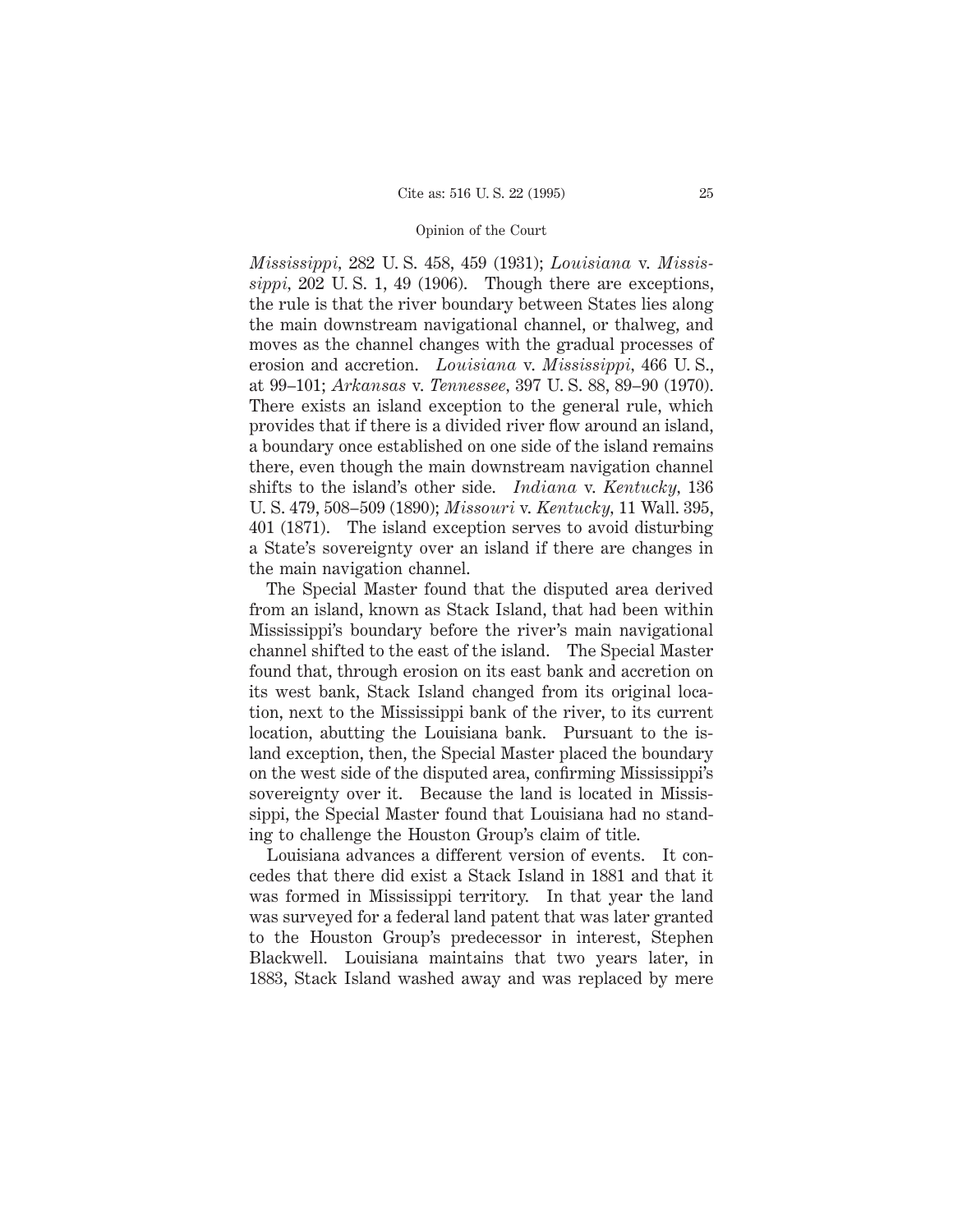*Mississippi,* 282 U. S. 458, 459 (1931); *Louisiana* v. *Mississippi,* 202 U. S. 1, 49 (1906). Though there are exceptions, the rule is that the river boundary between States lies along the main downstream navigational channel, or thalweg, and moves as the channel changes with the gradual processes of erosion and accretion. *Louisiana* v. *Mississippi,* 466 U. S., at 99–101; *Arkansas* v. *Tennessee,* 397 U. S. 88, 89–90 (1970). There exists an island exception to the general rule, which provides that if there is a divided river flow around an island, a boundary once established on one side of the island remains there, even though the main downstream navigation channel shifts to the island's other side. *Indiana* v. *Kentucky,* 136 U. S. 479, 508–509 (1890); *Missouri* v. *Kentucky,* 11 Wall. 395, 401 (1871). The island exception serves to avoid disturbing a State's sovereignty over an island if there are changes in the main navigation channel.

The Special Master found that the disputed area derived from an island, known as Stack Island, that had been within Mississippi's boundary before the river's main navigational channel shifted to the east of the island. The Special Master found that, through erosion on its east bank and accretion on its west bank, Stack Island changed from its original location, next to the Mississippi bank of the river, to its current location, abutting the Louisiana bank. Pursuant to the island exception, then, the Special Master placed the boundary on the west side of the disputed area, confirming Mississippi's sovereignty over it. Because the land is located in Mississippi, the Special Master found that Louisiana had no standing to challenge the Houston Group's claim of title.

Louisiana advances a different version of events. It concedes that there did exist a Stack Island in 1881 and that it was formed in Mississippi territory. In that year the land was surveyed for a federal land patent that was later granted to the Houston Group's predecessor in interest, Stephen Blackwell. Louisiana maintains that two years later, in 1883, Stack Island washed away and was replaced by mere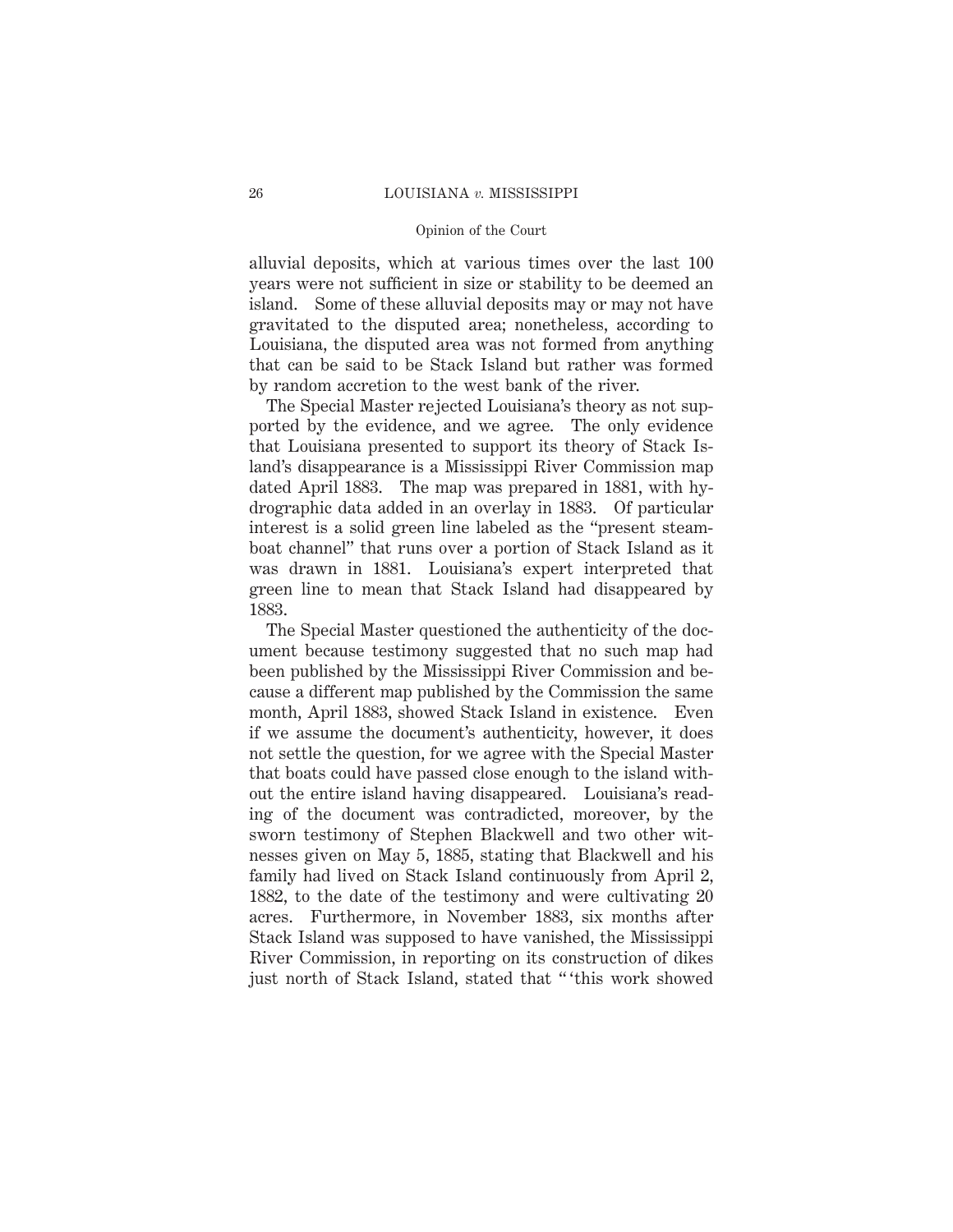alluvial deposits, which at various times over the last 100 years were not sufficient in size or stability to be deemed an island. Some of these alluvial deposits may or may not have gravitated to the disputed area; nonetheless, according to Louisiana, the disputed area was not formed from anything that can be said to be Stack Island but rather was formed by random accretion to the west bank of the river.

The Special Master rejected Louisiana's theory as not supported by the evidence, and we agree. The only evidence that Louisiana presented to support its theory of Stack Island's disappearance is a Mississippi River Commission map dated April 1883. The map was prepared in 1881, with hydrographic data added in an overlay in 1883. Of particular interest is a solid green line labeled as the "present steamboat channel" that runs over a portion of Stack Island as it was drawn in 1881. Louisiana's expert interpreted that green line to mean that Stack Island had disappeared by 1883.

The Special Master questioned the authenticity of the document because testimony suggested that no such map had been published by the Mississippi River Commission and because a different map published by the Commission the same month, April 1883, showed Stack Island in existence. Even if we assume the document's authenticity, however, it does not settle the question, for we agree with the Special Master that boats could have passed close enough to the island without the entire island having disappeared. Louisiana's reading of the document was contradicted, moreover, by the sworn testimony of Stephen Blackwell and two other witnesses given on May 5, 1885, stating that Blackwell and his family had lived on Stack Island continuously from April 2, 1882, to the date of the testimony and were cultivating 20 acres. Furthermore, in November 1883, six months after Stack Island was supposed to have vanished, the Mississippi River Commission, in reporting on its construction of dikes just north of Stack Island, stated that " 'this work showed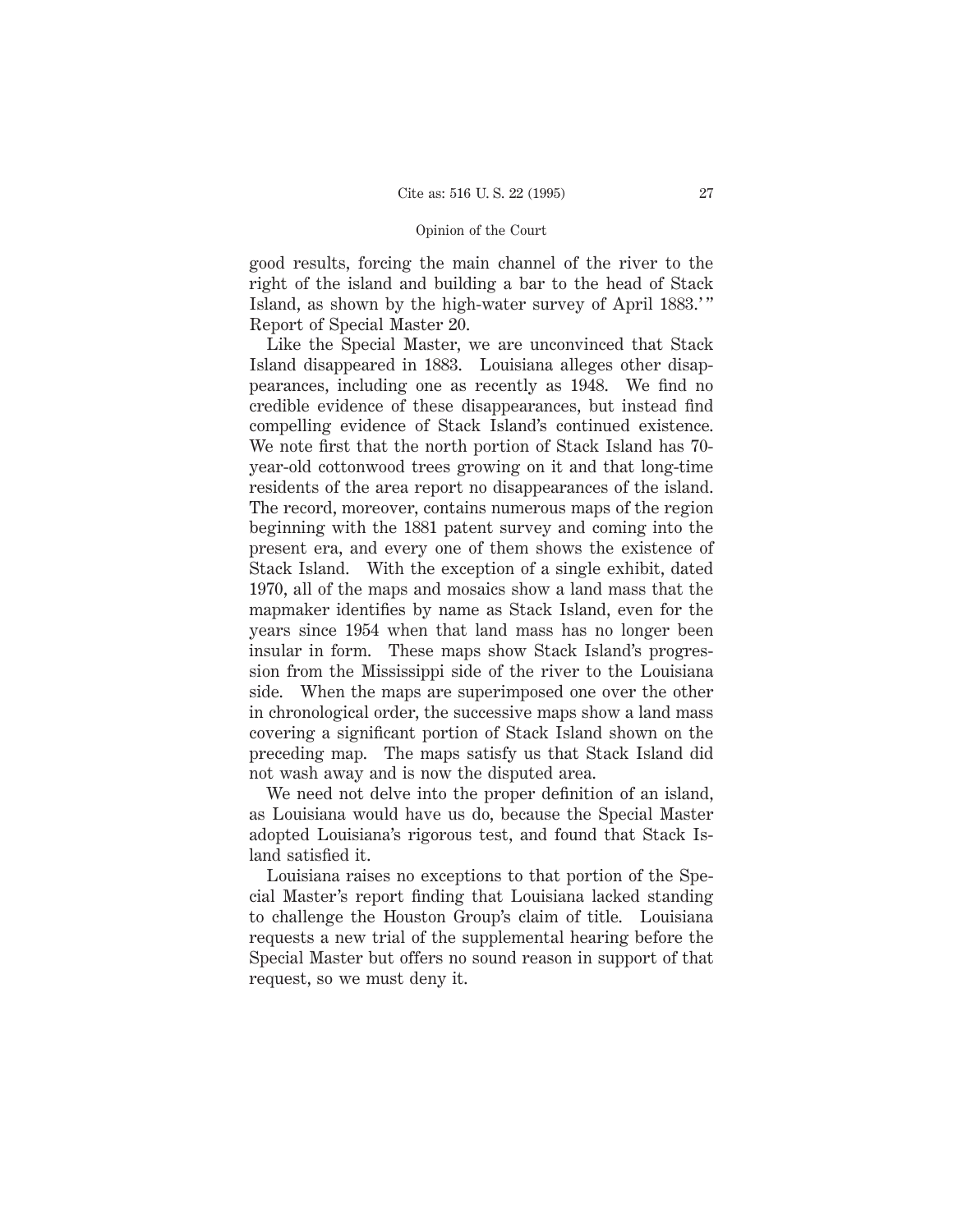good results, forcing the main channel of the river to the right of the island and building a bar to the head of Stack Island, as shown by the high-water survey of April 1883.' " Report of Special Master 20.

Like the Special Master, we are unconvinced that Stack Island disappeared in 1883. Louisiana alleges other disappearances, including one as recently as 1948. We find no credible evidence of these disappearances, but instead find compelling evidence of Stack Island's continued existence. We note first that the north portion of Stack Island has 70-year-old cottonwood trees growing on it and that long-time residents of the area report no disappearances of the island. The record, moreover, contains numerous maps of the region beginning with the 1881 patent survey and coming into the present era, and every one of them shows the existence of Stack Island. With the exception of a single exhibit, dated 1970, all of the maps and mosaics show a land mass that the mapmaker identifies by name as Stack Island, even for the years since 1954 when that land mass has no longer been insular in form. These maps show Stack Island's progression from the Mississippi side of the river to the Louisiana side. When the maps are superimposed one over the other in chronological order, the successive maps show a land mass covering a significant portion of Stack Island shown on the preceding map. The maps satisfy us that Stack Island did not wash away and is now the disputed area.

We need not delve into the proper definition of an island, as Louisiana would have us do, because the Special Master adopted Louisiana's rigorous test, and found that Stack Island satisfied it.

Louisiana raises no exceptions to that portion of the Special Master's report finding that Louisiana lacked standing to challenge the Houston Group's claim of title. Louisiana requests a new trial of the supplemental hearing before the Special Master but offers no sound reason in support of that request, so we must deny it.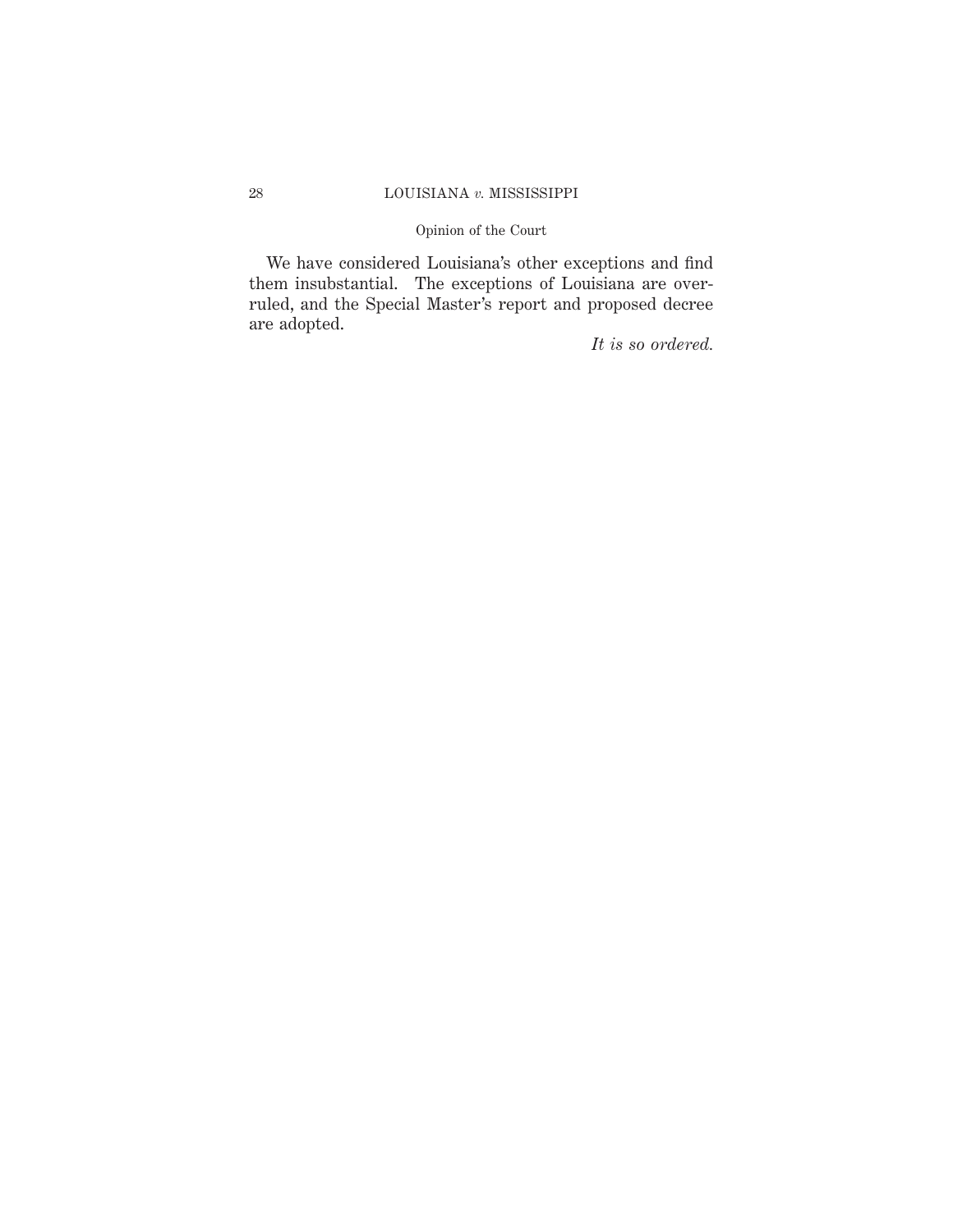We have considered Louisiana's other exceptions and find them insubstantial. The exceptions of Louisiana are overruled, and the Special Master's report and proposed decree are adopted.

*It is so ordered.*